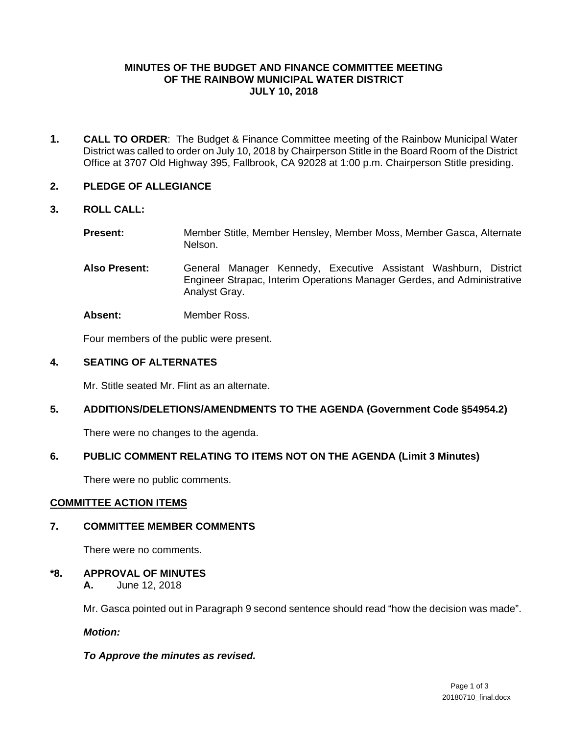# MINUTES OF THE BUDGET AND FINANCE COMMITTEE MEETING OF THE RAINBOW MUNICIPAL WATER DISTRICT JULY 10, 2018

**1. CALL TO ORDER**: The Budget & Finance Committee meeting of the Rainbow Municipal Water District was called to order on July 10, 2018 by Chairperson Stitle in the Board Room of the District Office at 3707 Old Highway 395, Fallbrook, CA 92028 at 1:00 p.m. Chairperson Stitle presiding.

**2. PLEDGE OF ALLEGIANCE**

**3. ROLL CALL:**

**Present:** Member Stitle, Member Hensley, Member Moss, Member Gasca, Alternate Nelson.

**Also Present:** General Manager Kennedy, Executive Assistant Washburn, District Engineer Strapac, Interim Operations Manager Gerdes, and Administrative Analyst Gray.

**Absent:** Member Ross.

Four members of the public were present.

**4. SEATING OF ALTERNATES**

Mr. Stitle seated Mr. Flint as an alternate.

**5. ADDITIONS/DELETIONS/AMENDMENTS TO THE AGENDA (Government Code §54954.2)**

There were no changes to the agenda.

**6. PUBLIC COMMENT RELATING TO ITEMS NOT ON THE AGENDA (Limit 3 Minutes)**

There were no public comments.

**<u>COMMITTEE ACTION ITEMS</u>**

**7. COMMITTEE MEMBER COMMENTS**

There were no comments.

**\*8. APPROVAL OF MINUTES**

**A.** June 12, 2018

Mr. Gasca pointed out in Paragraph 9 second sentence should read "how the decision was made".

***Motion:***

***To Approve the minutes as revised.***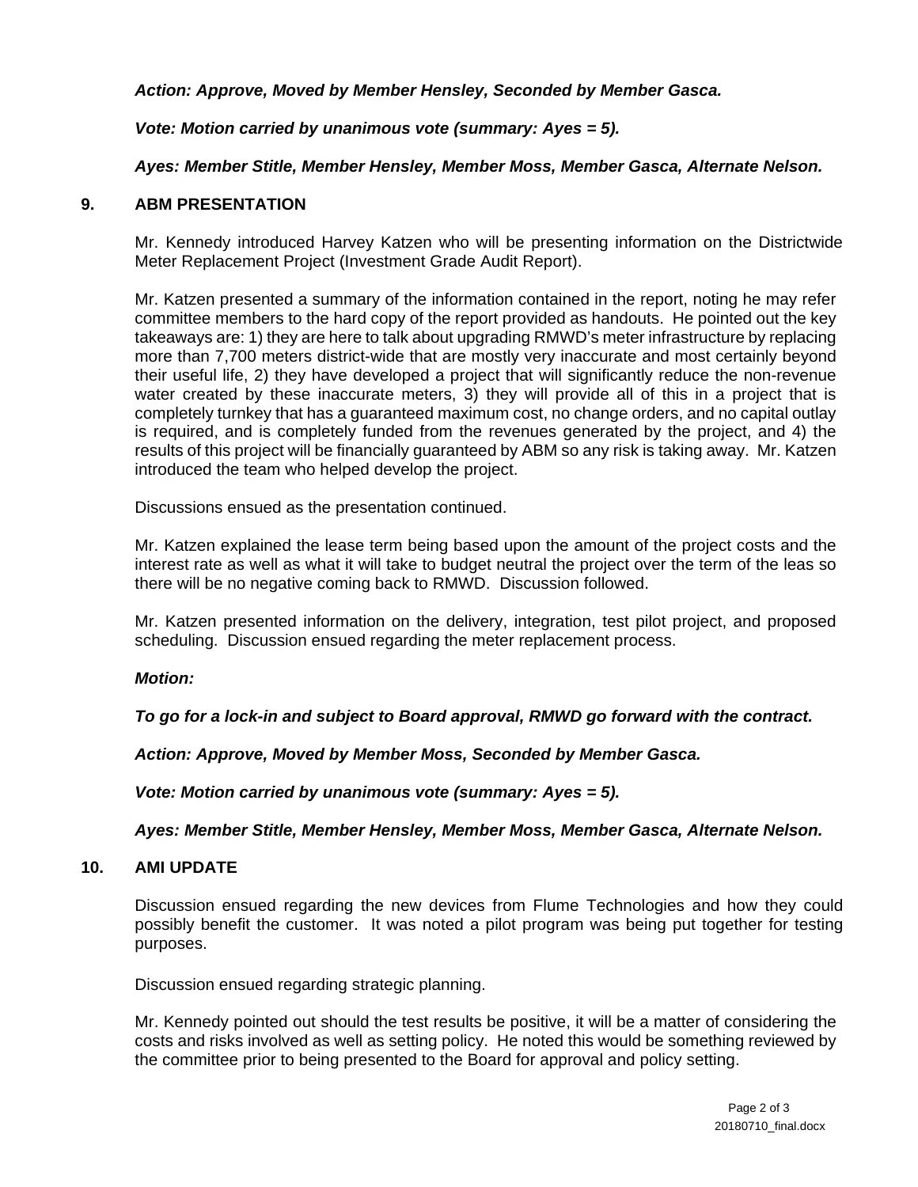***Action: Approve, Moved by Member Hensley, Seconded by Member Gasca.***

***Vote: Motion carried by unanimous vote (summary: Ayes = 5).***

***Ayes: Member Stitle, Member Hensley, Member Moss, Member Gasca, Alternate Nelson.***

## 9. ABM PRESENTATION

Mr. Kennedy introduced Harvey Katzen who will be presenting information on the Districtwide Meter Replacement Project (Investment Grade Audit Report).

Mr. Katzen presented a summary of the information contained in the report, noting he may refer committee members to the hard copy of the report provided as handouts. He pointed out the key takeaways are: 1) they are here to talk about upgrading RMWD's meter infrastructure by replacing more than 7,700 meters district-wide that are mostly very inaccurate and most certainly beyond their useful life, 2) they have developed a project that will significantly reduce the non-revenue water created by these inaccurate meters, 3) they will provide all of this in a project that is completely turnkey that has a guaranteed maximum cost, no change orders, and no capital outlay is required, and is completely funded from the revenues generated by the project, and 4) the results of this project will be financially guaranteed by ABM so any risk is taking away. Mr. Katzen introduced the team who helped develop the project.

Discussions ensued as the presentation continued.

Mr. Katzen explained the lease term being based upon the amount of the project costs and the interest rate as well as what it will take to budget neutral the project over the term of the leas so there will be no negative coming back to RMWD. Discussion followed.

Mr. Katzen presented information on the delivery, integration, test pilot project, and proposed scheduling. Discussion ensued regarding the meter replacement process.

***Motion:***

***To go for a lock-in and subject to Board approval, RMWD go forward with the contract.***

***Action: Approve, Moved by Member Moss, Seconded by Member Gasca.***

***Vote: Motion carried by unanimous vote (summary: Ayes = 5).***

***Ayes: Member Stitle, Member Hensley, Member Moss, Member Gasca, Alternate Nelson.***

## 10. AMI UPDATE

Discussion ensued regarding the new devices from Flume Technologies and how they could possibly benefit the customer. It was noted a pilot program was being put together for testing purposes.

Discussion ensued regarding strategic planning.

Mr. Kennedy pointed out should the test results be positive, it will be a matter of considering the costs and risks involved as well as setting policy. He noted this would be something reviewed by the committee prior to being presented to the Board for approval and policy setting.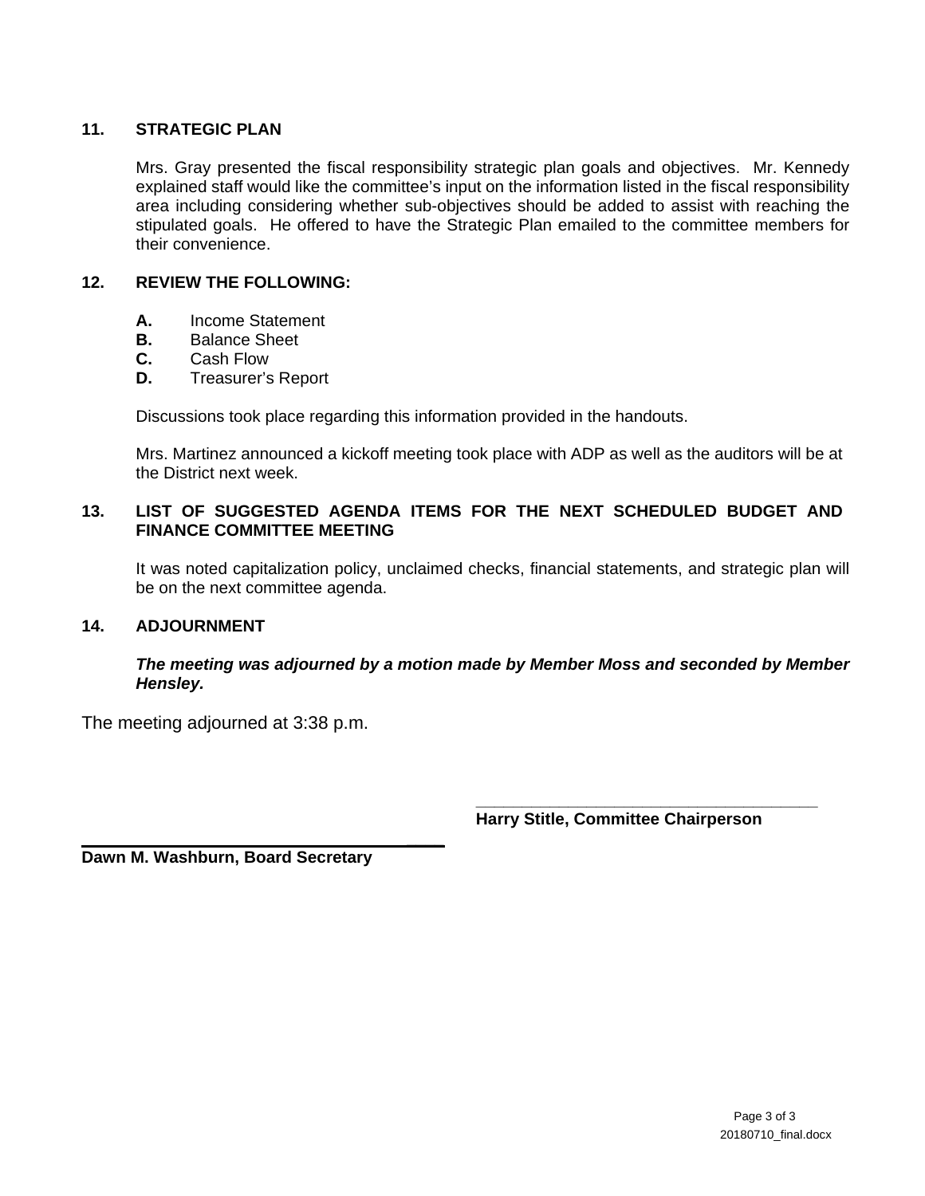## 11. STRATEGIC PLAN

Mrs. Gray presented the fiscal responsibility strategic plan goals and objectives. Mr. Kennedy explained staff would like the committee's input on the information listed in the fiscal responsibility area including considering whether sub-objectives should be added to assist with reaching the stipulated goals. He offered to have the Strategic Plan emailed to the committee members for their convenience.

## 12. REVIEW THE FOLLOWING:

- **A.** Income Statement
- **B.** Balance Sheet
- **C.** Cash Flow
- **D.** Treasurer's Report

Discussions took place regarding this information provided in the handouts.

Mrs. Martinez announced a kickoff meeting took place with ADP as well as the auditors will be at the District next week.

## 13. LIST OF SUGGESTED AGENDA ITEMS FOR THE NEXT SCHEDULED BUDGET AND FINANCE COMMITTEE MEETING

It was noted capitalization policy, unclaimed checks, financial statements, and strategic plan will be on the next committee agenda.

## 14. ADJOURNMENT

***The meeting was adjourned by a motion made by Member Moss and seconded by Member Hensley.***

The meeting adjourned at 3:38 p.m.

\_\_\_\_\_\_\_\_\_\_\_\_\_\_\_\_\_\_\_\_\_\_\_\_\_\_\_\_\_\_\_\_\_\_\_\_\_\_\_
**Harry Stitle, Committee Chairperson**

\_\_\_\_\_\_\_\_\_\_\_\_\_\_\_\_\_\_\_\_\_\_\_\_\_\_\_\_\_\_\_\_\_\_\_\_\_\_\_
**Dawn M. Washburn, Board Secretary**

20180710_final.docx